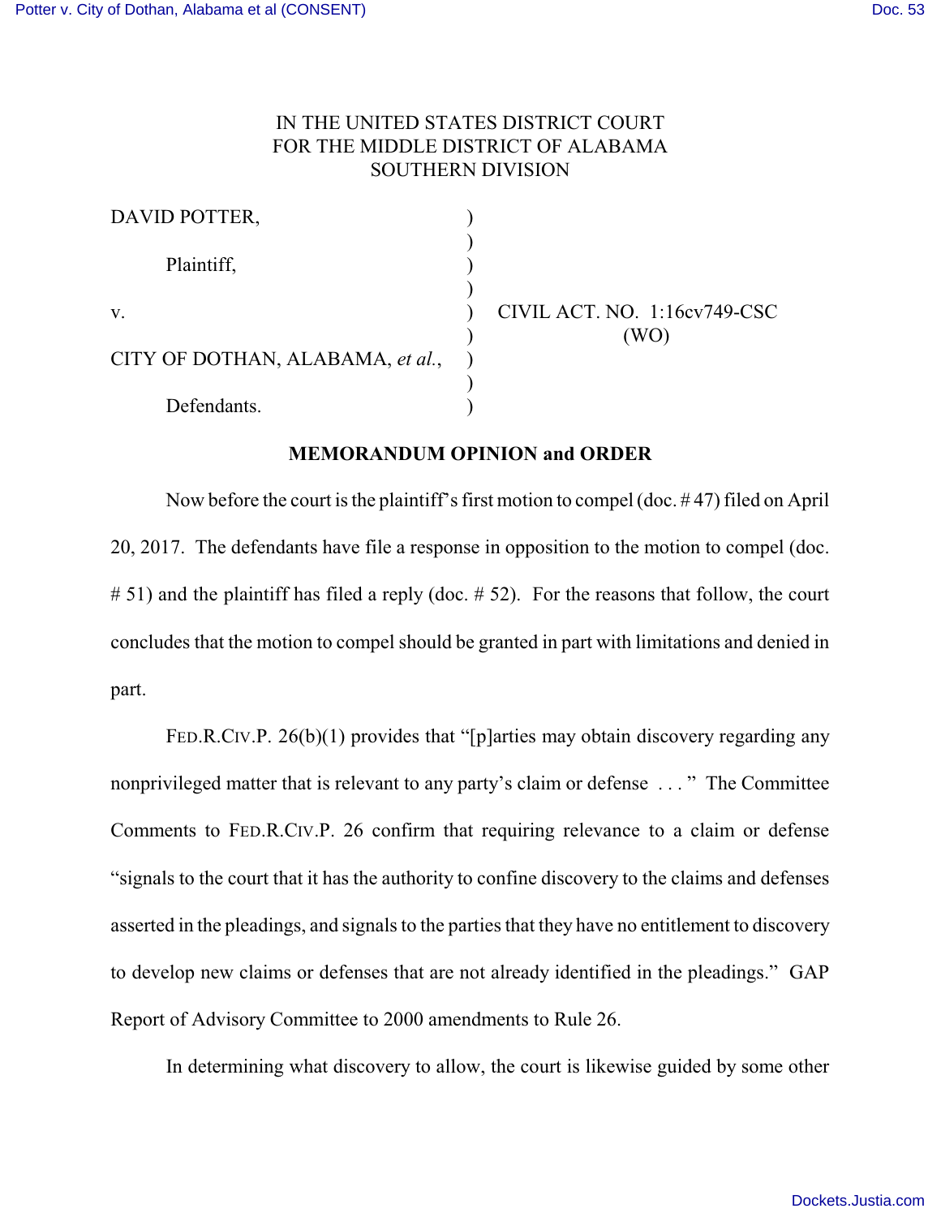IN THE UNITED STATES DISTRICT COURT
FOR THE MIDDLE DISTRICT OF ALABAMA
SOUTHERN DIVISION

DAVID POTTER,

Plaintiff,

v.

CITY OF DOTHAN, ALABAMA, *et al.*,

Defendants.

CIVIL ACT. NO. 1:16cv749-CSC
(WO)

**MEMORANDUM OPINION and ORDER**

Now before the court is the plaintiff's first motion to compel (doc. # 47) filed on April 20, 2017. The defendants have file a response in opposition to the motion to compel (doc. # 51) and the plaintiff has filed a reply (doc. # 52). For the reasons that follow, the court concludes that the motion to compel should be granted in part with limitations and denied in part.

FED.R.CIV.P. 26(b)(1) provides that "[p]arties may obtain discovery regarding any nonprivileged matter that is relevant to any party's claim or defense . . . " The Committee Comments to FED.R.CIV.P. 26 confirm that requiring relevance to a claim or defense "signals to the court that it has the authority to confine discovery to the claims and defenses asserted in the pleadings, and signals to the parties that they have no entitlement to discovery to develop new claims or defenses that are not already identified in the pleadings." GAP Report of Advisory Committee to 2000 amendments to Rule 26.

In determining what discovery to allow, the court is likewise guided by some other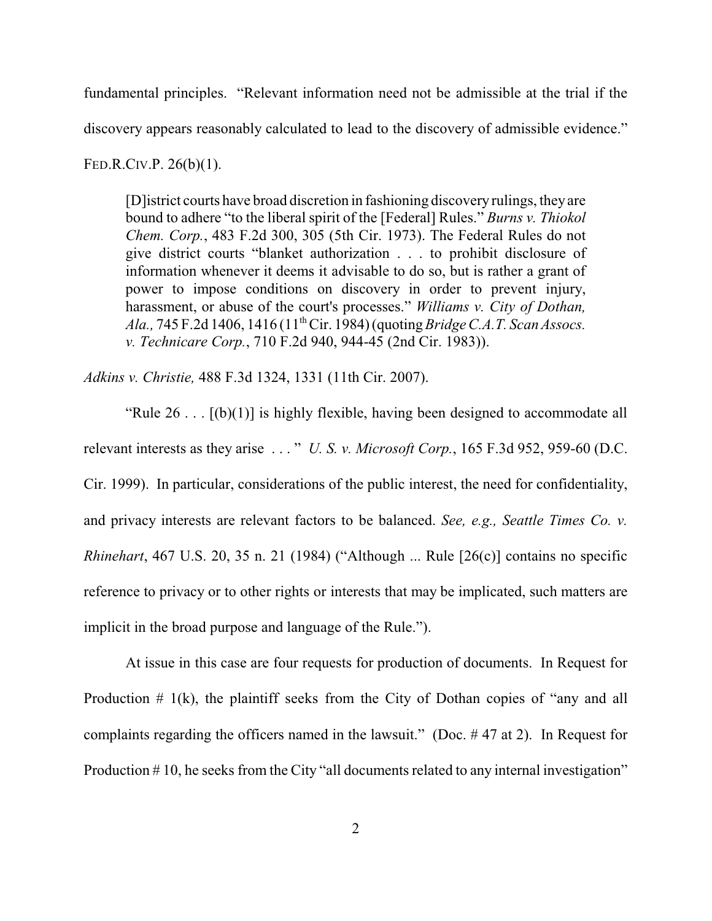fundamental principles. "Relevant information need not be admissible at the trial if the discovery appears reasonably calculated to lead to the discovery of admissible evidence." FED.R.CIV.P. 26(b)(1).

> [D]istrict courts have broad discretion in fashioning discovery rulings, they are bound to adhere "to the liberal spirit of the [Federal] Rules." *Burns v. Thiokol Chem. Corp.*, 483 F.2d 300, 305 (5th Cir. 1973). The Federal Rules do not give district courts "blanket authorization . . . to prohibit disclosure of information whenever it deems it advisable to do so, but is rather a grant of power to impose conditions on discovery in order to prevent injury, harassment, or abuse of the court's processes." *Williams v. City of Dothan, Ala.,* 745 F.2d 1406, 1416 (11th Cir. 1984) (quoting *Bridge C.A.T. Scan Assocs. v. Technicare Corp.*, 710 F.2d 940, 944-45 (2nd Cir. 1983)).

*Adkins v. Christie,* 488 F.3d 1324, 1331 (11th Cir. 2007).

"Rule 26 . . . [(b)(1)] is highly flexible, having been designed to accommodate all relevant interests as they arise . . . " *U. S. v. Microsoft Corp.*, 165 F.3d 952, 959-60 (D.C. Cir. 1999). In particular, considerations of the public interest, the need for confidentiality, and privacy interests are relevant factors to be balanced. *See, e.g., Seattle Times Co. v. Rhinehart*, 467 U.S. 20, 35 n. 21 (1984) ("Although ... Rule [26(c)] contains no specific reference to privacy or to other rights or interests that may be implicated, such matters are implicit in the broad purpose and language of the Rule.").

At issue in this case are four requests for production of documents. In Request for Production # 1(k), the plaintiff seeks from the City of Dothan copies of "any and all complaints regarding the officers named in the lawsuit." (Doc. # 47 at 2). In Request for Production # 10, he seeks from the City "all documents related to any internal investigation"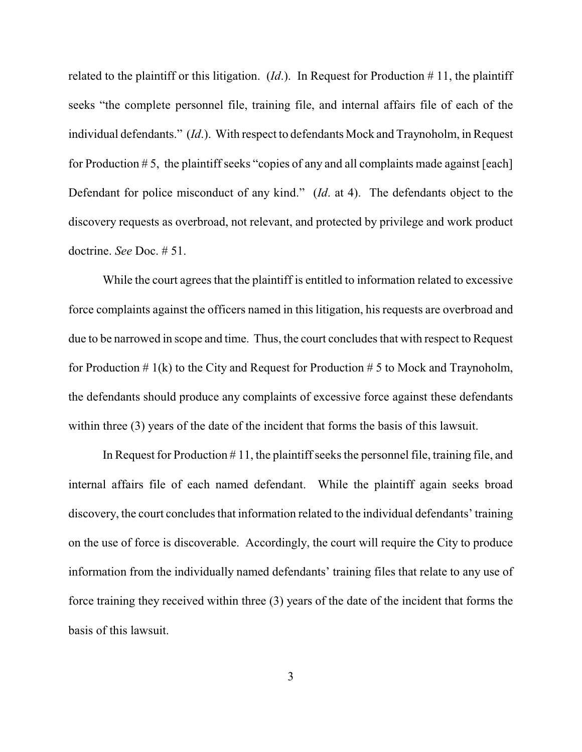related to the plaintiff or this litigation. (*Id*.). In Request for Production # 11, the plaintiff seeks "the complete personnel file, training file, and internal affairs file of each of the individual defendants." (*Id*.). With respect to defendants Mock and Traynoholm, in Request for Production # 5, the plaintiff seeks "copies of any and all complaints made against [each] Defendant for police misconduct of any kind." (*Id*. at 4). The defendants object to the discovery requests as overbroad, not relevant, and protected by privilege and work product doctrine. *See* Doc. # 51.

While the court agrees that the plaintiff is entitled to information related to excessive force complaints against the officers named in this litigation, his requests are overbroad and due to be narrowed in scope and time. Thus, the court concludes that with respect to Request for Production # 1(k) to the City and Request for Production # 5 to Mock and Traynoholm, the defendants should produce any complaints of excessive force against these defendants within three (3) years of the date of the incident that forms the basis of this lawsuit.

In Request for Production # 11, the plaintiff seeks the personnel file, training file, and internal affairs file of each named defendant. While the plaintiff again seeks broad discovery, the court concludes that information related to the individual defendants' training on the use of force is discoverable. Accordingly, the court will require the City to produce information from the individually named defendants' training files that relate to any use of force training they received within three (3) years of the date of the incident that forms the basis of this lawsuit.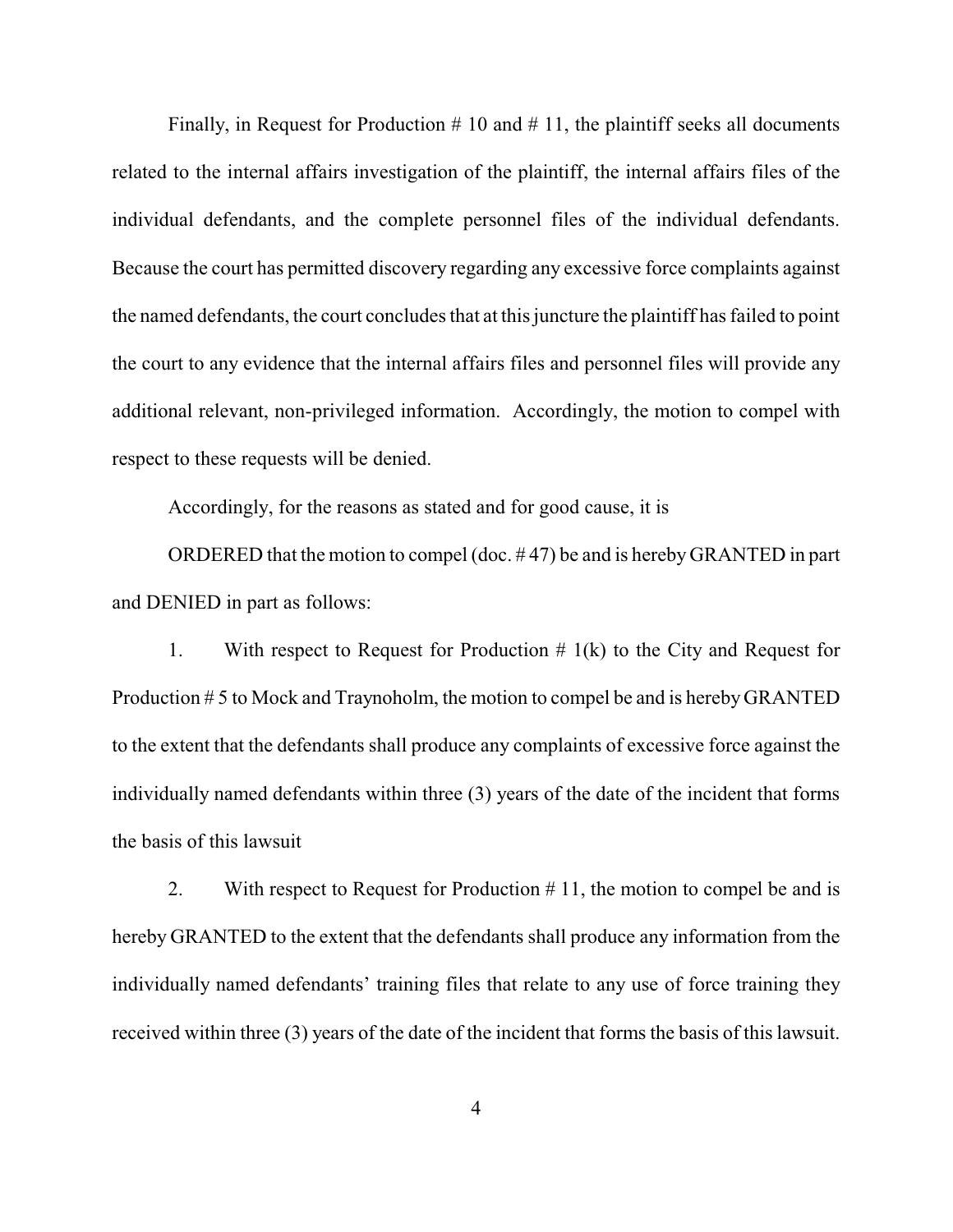Finally, in Request for Production # 10 and # 11, the plaintiff seeks all documents related to the internal affairs investigation of the plaintiff, the internal affairs files of the individual defendants, and the complete personnel files of the individual defendants. Because the court has permitted discovery regarding any excessive force complaints against the named defendants, the court concludes that at this juncture the plaintiff has failed to point the court to any evidence that the internal affairs files and personnel files will provide any additional relevant, non-privileged information. Accordingly, the motion to compel with respect to these requests will be denied.

Accordingly, for the reasons as stated and for good cause, it is

ORDERED that the motion to compel (doc. # 47) be and is hereby GRANTED in part and DENIED in part as follows:

1. With respect to Request for Production # 1(k) to the City and Request for Production # 5 to Mock and Traynoholm, the motion to compel be and is hereby GRANTED to the extent that the defendants shall produce any complaints of excessive force against the individually named defendants within three (3) years of the date of the incident that forms the basis of this lawsuit

2. With respect to Request for Production # 11, the motion to compel be and is hereby GRANTED to the extent that the defendants shall produce any information from the individually named defendants' training files that relate to any use of force training they received within three (3) years of the date of the incident that forms the basis of this lawsuit.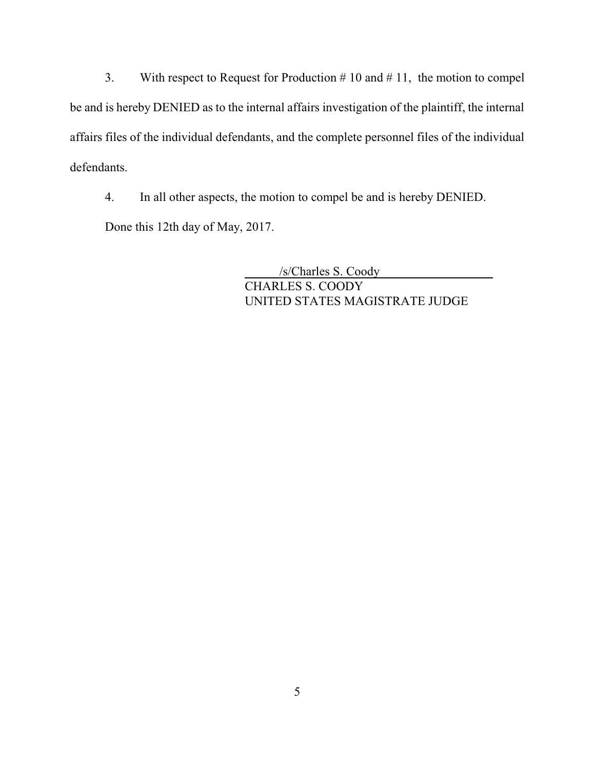3. With respect to Request for Production # 10 and # 11, the motion to compel be and is hereby DENIED as to the internal affairs investigation of the plaintiff, the internal affairs files of the individual defendants, and the complete personnel files of the individual defendants.

4. In all other aspects, the motion to compel be and is hereby DENIED.

Done this 12th day of May, 2017.

/s/Charles S. Coody
CHARLES S. COODY
UNITED STATES MAGISTRATE JUDGE